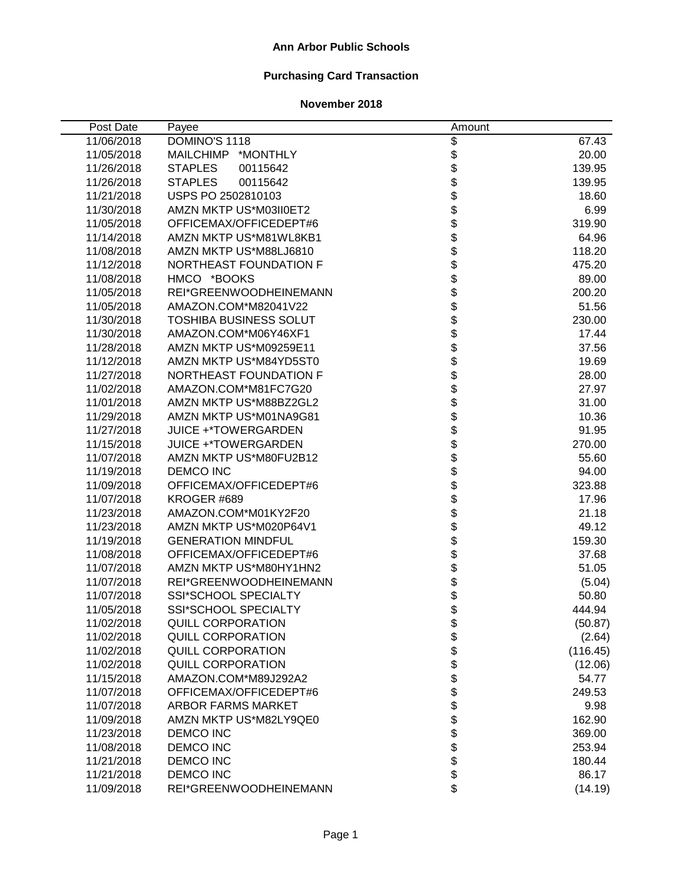# Ann Arbor Public Schools

## Purchasing Card Transaction

### November 2018

| Post Date | Payee | Amount |
|---|---|---|
| 11/06/2018 | DOMINO'S 1118 | $ 67.43 |
| 11/05/2018 | MAILCHIMP *MONTHLY | $ 20.00 |
| 11/26/2018 | STAPLES 00115642 | $ 139.95 |
| 11/26/2018 | STAPLES 00115642 | $ 139.95 |
| 11/21/2018 | USPS PO 2502810103 | $ 18.60 |
| 11/30/2018 | AMZN MKTP US*M03II0ET2 | $ 6.99 |
| 11/05/2018 | OFFICEMAX/OFFICEDEPT#6 | $ 319.90 |
| 11/14/2018 | AMZN MKTP US*M81WL8KB1 | $ 64.96 |
| 11/08/2018 | AMZN MKTP US*M88LJ6810 | $ 118.20 |
| 11/12/2018 | NORTHEAST FOUNDATION F | $ 475.20 |
| 11/08/2018 | HMCO *BOOKS | $ 89.00 |
| 11/05/2018 | REI*GREENWOODHEINEMANN | $ 200.20 |
| 11/05/2018 | AMAZON.COM*M82041V22 | $ 51.56 |
| 11/30/2018 | TOSHIBA BUSINESS SOLUT | $ 230.00 |
| 11/30/2018 | AMAZON.COM*M06Y46XF1 | $ 17.44 |
| 11/28/2018 | AMZN MKTP US*M09259E11 | $ 37.56 |
| 11/12/2018 | AMZN MKTP US*M84YD5ST0 | $ 19.69 |
| 11/27/2018 | NORTHEAST FOUNDATION F | $ 28.00 |
| 11/02/2018 | AMAZON.COM*M81FC7G20 | $ 27.97 |
| 11/01/2018 | AMZN MKTP US*M88BZ2GL2 | $ 31.00 |
| 11/29/2018 | AMZN MKTP US*M01NA9G81 | $ 10.36 |
| 11/27/2018 | JUICE +*TOWERGARDEN | $ 91.95 |
| 11/15/2018 | JUICE +*TOWERGARDEN | $ 270.00 |
| 11/07/2018 | AMZN MKTP US*M80FU2B12 | $ 55.60 |
| 11/19/2018 | DEMCO INC | $ 94.00 |
| 11/09/2018 | OFFICEMAX/OFFICEDEPT#6 | $ 323.88 |
| 11/07/2018 | KROGER #689 | $ 17.96 |
| 11/23/2018 | AMAZON.COM*M01KY2F20 | $ 21.18 |
| 11/23/2018 | AMZN MKTP US*M020P64V1 | $ 49.12 |
| 11/19/2018 | GENERATION MINDFUL | $ 159.30 |
| 11/08/2018 | OFFICEMAX/OFFICEDEPT#6 | $ 37.68 |
| 11/07/2018 | AMZN MKTP US*M80HY1HN2 | $ 51.05 |
| 11/07/2018 | REI*GREENWOODHEINEMANN | $ (5.04) |
| 11/07/2018 | SSI*SCHOOL SPECIALTY | $ 50.80 |
| 11/05/2018 | SSI*SCHOOL SPECIALTY | $ 444.94 |
| 11/02/2018 | QUILL CORPORATION | $ (50.87) |
| 11/02/2018 | QUILL CORPORATION | $ (2.64) |
| 11/02/2018 | QUILL CORPORATION | $ (116.45) |
| 11/02/2018 | QUILL CORPORATION | $ (12.06) |
| 11/15/2018 | AMAZON.COM*M89J292A2 | $ 54.77 |
| 11/07/2018 | OFFICEMAX/OFFICEDEPT#6 | $ 249.53 |
| 11/07/2018 | ARBOR FARMS MARKET | $ 9.98 |
| 11/09/2018 | AMZN MKTP US*M82LY9QE0 | $ 162.90 |
| 11/23/2018 | DEMCO INC | $ 369.00 |
| 11/08/2018 | DEMCO INC | $ 253.94 |
| 11/21/2018 | DEMCO INC | $ 180.44 |
| 11/21/2018 | DEMCO INC | $ 86.17 |
| 11/09/2018 | REI*GREENWOODHEINEMANN | $ (14.19) |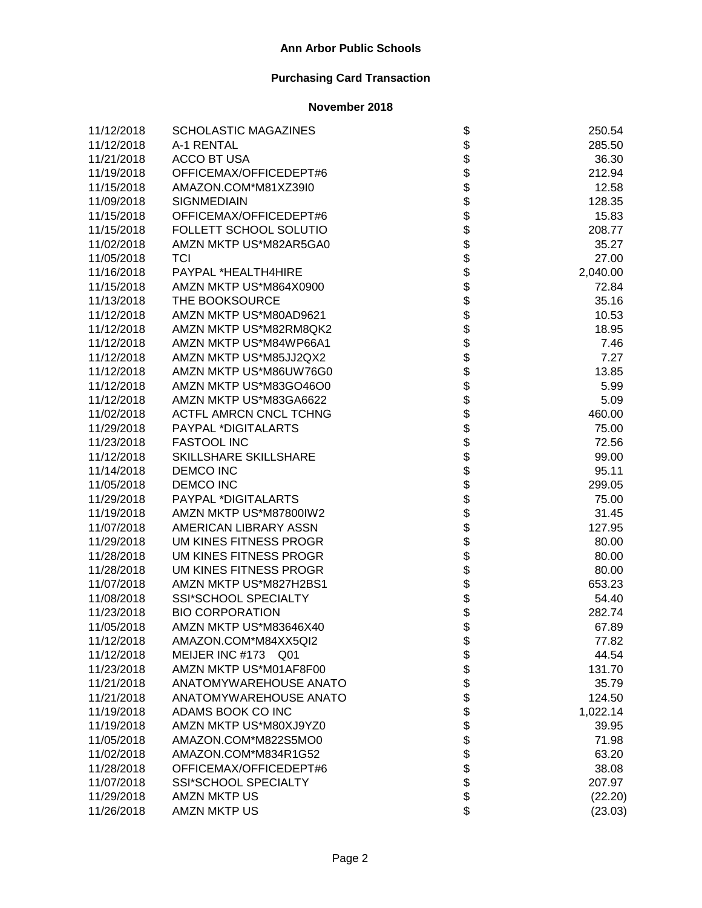**Ann Arbor Public Schools**

**Purchasing Card Transaction**

**November 2018**

| Date | Vendor | | Amount |
|---|---|---|---|
| 11/12/2018 | SCHOLASTIC MAGAZINES | $ | 250.54 |
| 11/12/2018 | A-1 RENTAL | $ | 285.50 |
| 11/21/2018 | ACCO BT USA | $ | 36.30 |
| 11/19/2018 | OFFICEMAX/OFFICEDEPT#6 | $ | 212.94 |
| 11/15/2018 | AMAZON.COM*M81XZ39I0 | $ | 12.58 |
| 11/09/2018 | SIGNMEDIAIN | $ | 128.35 |
| 11/15/2018 | OFFICEMAX/OFFICEDEPT#6 | $ | 15.83 |
| 11/15/2018 | FOLLETT SCHOOL SOLUTIO | $ | 208.77 |
| 11/02/2018 | AMZN MKTP US*M82AR5GA0 | $ | 35.27 |
| 11/05/2018 | TCI | $ | 27.00 |
| 11/16/2018 | PAYPAL *HEALTH4HIRE | $ | 2,040.00 |
| 11/15/2018 | AMZN MKTP US*M864X0900 | $ | 72.84 |
| 11/13/2018 | THE BOOKSOURCE | $ | 35.16 |
| 11/12/2018 | AMZN MKTP US*M80AD9621 | $ | 10.53 |
| 11/12/2018 | AMZN MKTP US*M82RM8QK2 | $ | 18.95 |
| 11/12/2018 | AMZN MKTP US*M84WP66A1 | $ | 7.46 |
| 11/12/2018 | AMZN MKTP US*M85JJ2QX2 | $ | 7.27 |
| 11/12/2018 | AMZN MKTP US*M86UW76G0 | $ | 13.85 |
| 11/12/2018 | AMZN MKTP US*M83GO46O0 | $ | 5.99 |
| 11/12/2018 | AMZN MKTP US*M83GA6622 | $ | 5.09 |
| 11/02/2018 | ACTFL AMRCN CNCL TCHNG | $ | 460.00 |
| 11/29/2018 | PAYPAL *DIGITALARTS | $ | 75.00 |
| 11/23/2018 | FASTOOL INC | $ | 72.56 |
| 11/12/2018 | SKILLSHARE SKILLSHARE | $ | 99.00 |
| 11/14/2018 | DEMCO INC | $ | 95.11 |
| 11/05/2018 | DEMCO INC | $ | 299.05 |
| 11/29/2018 | PAYPAL *DIGITALARTS | $ | 75.00 |
| 11/19/2018 | AMZN MKTP US*M87800IW2 | $ | 31.45 |
| 11/07/2018 | AMERICAN LIBRARY ASSN | $ | 127.95 |
| 11/29/2018 | UM KINES FITNESS PROGR | $ | 80.00 |
| 11/28/2018 | UM KINES FITNESS PROGR | $ | 80.00 |
| 11/28/2018 | UM KINES FITNESS PROGR | $ | 80.00 |
| 11/07/2018 | AMZN MKTP US*M827H2BS1 | $ | 653.23 |
| 11/08/2018 | SSI*SCHOOL SPECIALTY | $ | 54.40 |
| 11/23/2018 | BIO CORPORATION | $ | 282.74 |
| 11/05/2018 | AMZN MKTP US*M83646X40 | $ | 67.89 |
| 11/12/2018 | AMAZON.COM*M84XX5QI2 | $ | 77.82 |
| 11/12/2018 | MEIJER INC #173 Q01 | $ | 44.54 |
| 11/23/2018 | AMZN MKTP US*M01AF8F00 | $ | 131.70 |
| 11/21/2018 | ANATOMYWAREHOUSE ANATO | $ | 35.79 |
| 11/21/2018 | ANATOMYWAREHOUSE ANATO | $ | 124.50 |
| 11/19/2018 | ADAMS BOOK CO INC | $ | 1,022.14 |
| 11/19/2018 | AMZN MKTP US*M80XJ9YZ0 | $ | 39.95 |
| 11/05/2018 | AMAZON.COM*M822S5MO0 | $ | 71.98 |
| 11/02/2018 | AMAZON.COM*M834R1G52 | $ | 63.20 |
| 11/28/2018 | OFFICEMAX/OFFICEDEPT#6 | $ | 38.08 |
| 11/07/2018 | SSI*SCHOOL SPECIALTY | $ | 207.97 |
| 11/29/2018 | AMZN MKTP US | $ | (22.20) |
| 11/26/2018 | AMZN MKTP US | $ | (23.03) |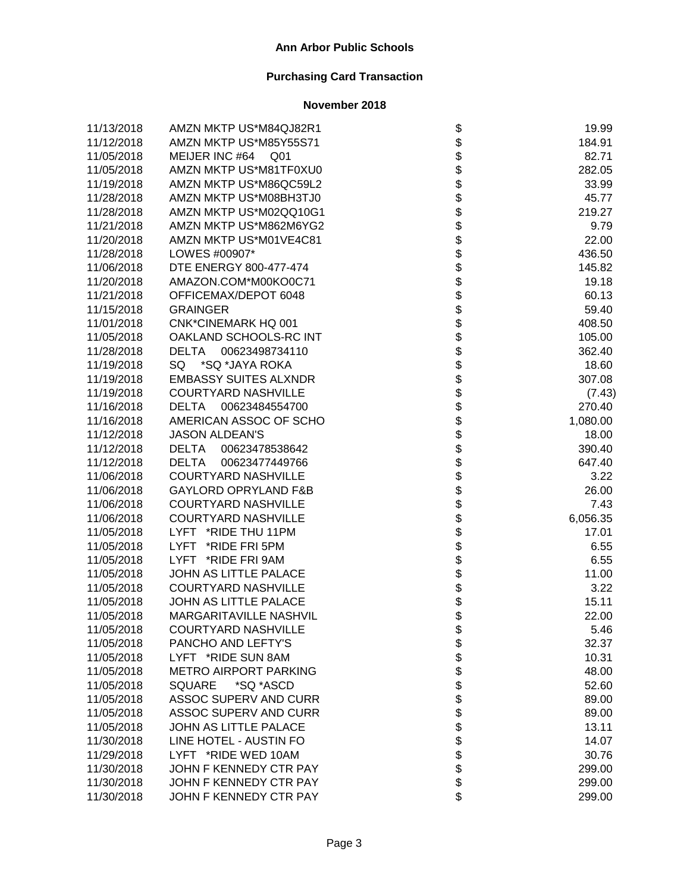**Ann Arbor Public Schools**

**Purchasing Card Transaction**

**November 2018**

| Date | Vendor | | Amount |
|---|---|---|---|
| 11/13/2018 | AMZN MKTP US*M84QJ82R1 | $ | 19.99 |
| 11/12/2018 | AMZN MKTP US*M85Y55S71 | $ | 184.91 |
| 11/05/2018 | MEIJER INC #64 Q01 | $ | 82.71 |
| 11/05/2018 | AMZN MKTP US*M81TF0XU0 | $ | 282.05 |
| 11/19/2018 | AMZN MKTP US*M86QC59L2 | $ | 33.99 |
| 11/28/2018 | AMZN MKTP US*M08BH3TJ0 | $ | 45.77 |
| 11/28/2018 | AMZN MKTP US*M02QQ10G1 | $ | 219.27 |
| 11/21/2018 | AMZN MKTP US*M862M6YG2 | $ | 9.79 |
| 11/20/2018 | AMZN MKTP US*M01VE4C81 | $ | 22.00 |
| 11/28/2018 | LOWES #00907* | $ | 436.50 |
| 11/06/2018 | DTE ENERGY 800-477-474 | $ | 145.82 |
| 11/20/2018 | AMAZON.COM*M00KO0C71 | $ | 19.18 |
| 11/21/2018 | OFFICEMAX/DEPOT 6048 | $ | 60.13 |
| 11/15/2018 | GRAINGER | $ | 59.40 |
| 11/01/2018 | CNK*CINEMARK HQ 001 | $ | 408.50 |
| 11/05/2018 | OAKLAND SCHOOLS-RC INT | $ | 105.00 |
| 11/28/2018 | DELTA 00623498734110 | $ | 362.40 |
| 11/19/2018 | SQ *SQ *JAYA ROKA | $ | 18.60 |
| 11/19/2018 | EMBASSY SUITES ALXNDR | $ | 307.08 |
| 11/19/2018 | COURTYARD NASHVILLE | $ | (7.43) |
| 11/16/2018 | DELTA 00623484554700 | $ | 270.40 |
| 11/16/2018 | AMERICAN ASSOC OF SCHO | $ | 1,080.00 |
| 11/12/2018 | JASON ALDEAN'S | $ | 18.00 |
| 11/12/2018 | DELTA 00623478538642 | $ | 390.40 |
| 11/12/2018 | DELTA 00623477449766 | $ | 647.40 |
| 11/06/2018 | COURTYARD NASHVILLE | $ | 3.22 |
| 11/06/2018 | GAYLORD OPRYLAND F&B | $ | 26.00 |
| 11/06/2018 | COURTYARD NASHVILLE | $ | 7.43 |
| 11/06/2018 | COURTYARD NASHVILLE | $ | 6,056.35 |
| 11/05/2018 | LYFT *RIDE THU 11PM | $ | 17.01 |
| 11/05/2018 | LYFT *RIDE FRI 5PM | $ | 6.55 |
| 11/05/2018 | LYFT *RIDE FRI 9AM | $ | 6.55 |
| 11/05/2018 | JOHN AS LITTLE PALACE | $ | 11.00 |
| 11/05/2018 | COURTYARD NASHVILLE | $ | 3.22 |
| 11/05/2018 | JOHN AS LITTLE PALACE | $ | 15.11 |
| 11/05/2018 | MARGARITAVILLE NASHVIL | $ | 22.00 |
| 11/05/2018 | COURTYARD NASHVILLE | $ | 5.46 |
| 11/05/2018 | PANCHO AND LEFTY'S | $ | 32.37 |
| 11/05/2018 | LYFT *RIDE SUN 8AM | $ | 10.31 |
| 11/05/2018 | METRO AIRPORT PARKING | $ | 48.00 |
| 11/05/2018 | SQUARE *SQ *ASCD | $ | 52.60 |
| 11/05/2018 | ASSOC SUPERV AND CURR | $ | 89.00 |
| 11/05/2018 | ASSOC SUPERV AND CURR | $ | 89.00 |
| 11/05/2018 | JOHN AS LITTLE PALACE | $ | 13.11 |
| 11/30/2018 | LINE HOTEL - AUSTIN FO | $ | 14.07 |
| 11/29/2018 | LYFT *RIDE WED 10AM | $ | 30.76 |
| 11/30/2018 | JOHN F KENNEDY CTR PAY | $ | 299.00 |
| 11/30/2018 | JOHN F KENNEDY CTR PAY | $ | 299.00 |
| 11/30/2018 | JOHN F KENNEDY CTR PAY | $ | 299.00 |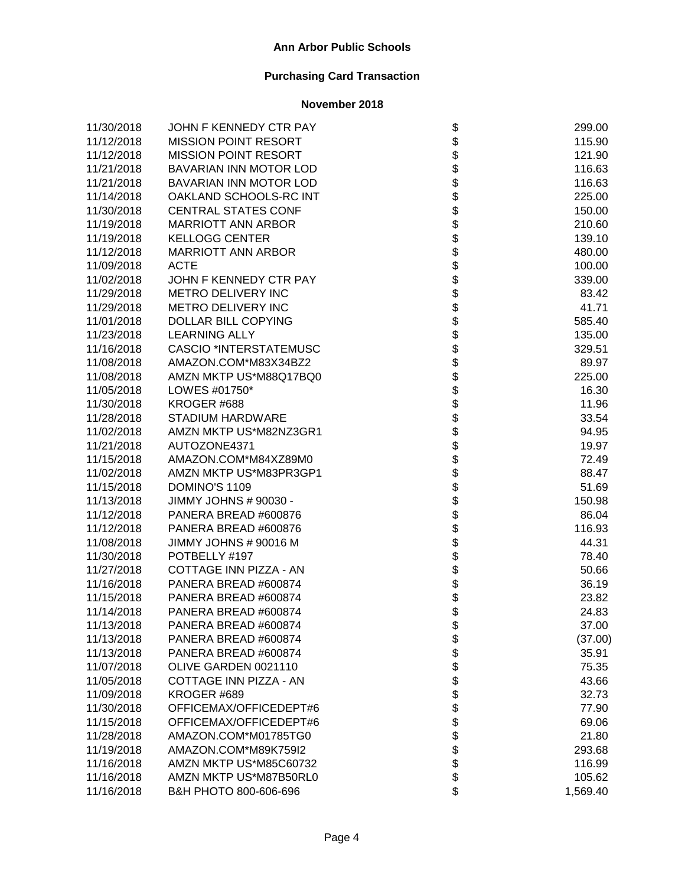# Ann Arbor Public Schools

## Purchasing Card Transaction

### November 2018

| Date | Vendor | | Amount |
|---|---|---|---|
| 11/30/2018 | JOHN F KENNEDY CTR PAY | $ | 299.00 |
| 11/12/2018 | MISSION POINT RESORT | $ | 115.90 |
| 11/12/2018 | MISSION POINT RESORT | $ | 121.90 |
| 11/21/2018 | BAVARIAN INN MOTOR LOD | $ | 116.63 |
| 11/21/2018 | BAVARIAN INN MOTOR LOD | $ | 116.63 |
| 11/14/2018 | OAKLAND SCHOOLS-RC INT | $ | 225.00 |
| 11/30/2018 | CENTRAL STATES CONF | $ | 150.00 |
| 11/19/2018 | MARRIOTT ANN ARBOR | $ | 210.60 |
| 11/19/2018 | KELLOGG CENTER | $ | 139.10 |
| 11/12/2018 | MARRIOTT ANN ARBOR | $ | 480.00 |
| 11/09/2018 | ACTE | $ | 100.00 |
| 11/02/2018 | JOHN F KENNEDY CTR PAY | $ | 339.00 |
| 11/29/2018 | METRO DELIVERY INC | $ | 83.42 |
| 11/29/2018 | METRO DELIVERY INC | $ | 41.71 |
| 11/01/2018 | DOLLAR BILL COPYING | $ | 585.40 |
| 11/23/2018 | LEARNING ALLY | $ | 135.00 |
| 11/16/2018 | CASCIO *INTERSTATEMUSC | $ | 329.51 |
| 11/08/2018 | AMAZON.COM*M83X34BZ2 | $ | 89.97 |
| 11/08/2018 | AMZN MKTP US*M88Q17BQ0 | $ | 225.00 |
| 11/05/2018 | LOWES #01750* | $ | 16.30 |
| 11/30/2018 | KROGER #688 | $ | 11.96 |
| 11/28/2018 | STADIUM HARDWARE | $ | 33.54 |
| 11/02/2018 | AMZN MKTP US*M82NZ3GR1 | $ | 94.95 |
| 11/21/2018 | AUTOZONE4371 | $ | 19.97 |
| 11/15/2018 | AMAZON.COM*M84XZ89M0 | $ | 72.49 |
| 11/02/2018 | AMZN MKTP US*M83PR3GP1 | $ | 88.47 |
| 11/15/2018 | DOMINO'S 1109 | $ | 51.69 |
| 11/13/2018 | JIMMY JOHNS # 90030 - | $ | 150.98 |
| 11/12/2018 | PANERA BREAD #600876 | $ | 86.04 |
| 11/12/2018 | PANERA BREAD #600876 | $ | 116.93 |
| 11/08/2018 | JIMMY JOHNS # 90016 M | $ | 44.31 |
| 11/30/2018 | POTBELLY #197 | $ | 78.40 |
| 11/27/2018 | COTTAGE INN PIZZA - AN | $ | 50.66 |
| 11/16/2018 | PANERA BREAD #600874 | $ | 36.19 |
| 11/15/2018 | PANERA BREAD #600874 | $ | 23.82 |
| 11/14/2018 | PANERA BREAD #600874 | $ | 24.83 |
| 11/13/2018 | PANERA BREAD #600874 | $ | 37.00 |
| 11/13/2018 | PANERA BREAD #600874 | $ | (37.00) |
| 11/13/2018 | PANERA BREAD #600874 | $ | 35.91 |
| 11/07/2018 | OLIVE GARDEN 0021110 | $ | 75.35 |
| 11/05/2018 | COTTAGE INN PIZZA - AN | $ | 43.66 |
| 11/09/2018 | KROGER #689 | $ | 32.73 |
| 11/30/2018 | OFFICEMAX/OFFICEDEPT#6 | $ | 77.90 |
| 11/15/2018 | OFFICEMAX/OFFICEDEPT#6 | $ | 69.06 |
| 11/28/2018 | AMAZON.COM*M01785TG0 | $ | 21.80 |
| 11/19/2018 | AMAZON.COM*M89K759I2 | $ | 293.68 |
| 11/16/2018 | AMZN MKTP US*M85C60732 | $ | 116.99 |
| 11/16/2018 | AMZN MKTP US*M87B50RL0 | $ | 105.62 |
| 11/16/2018 | B&H PHOTO 800-606-696 | $ | 1,569.40 |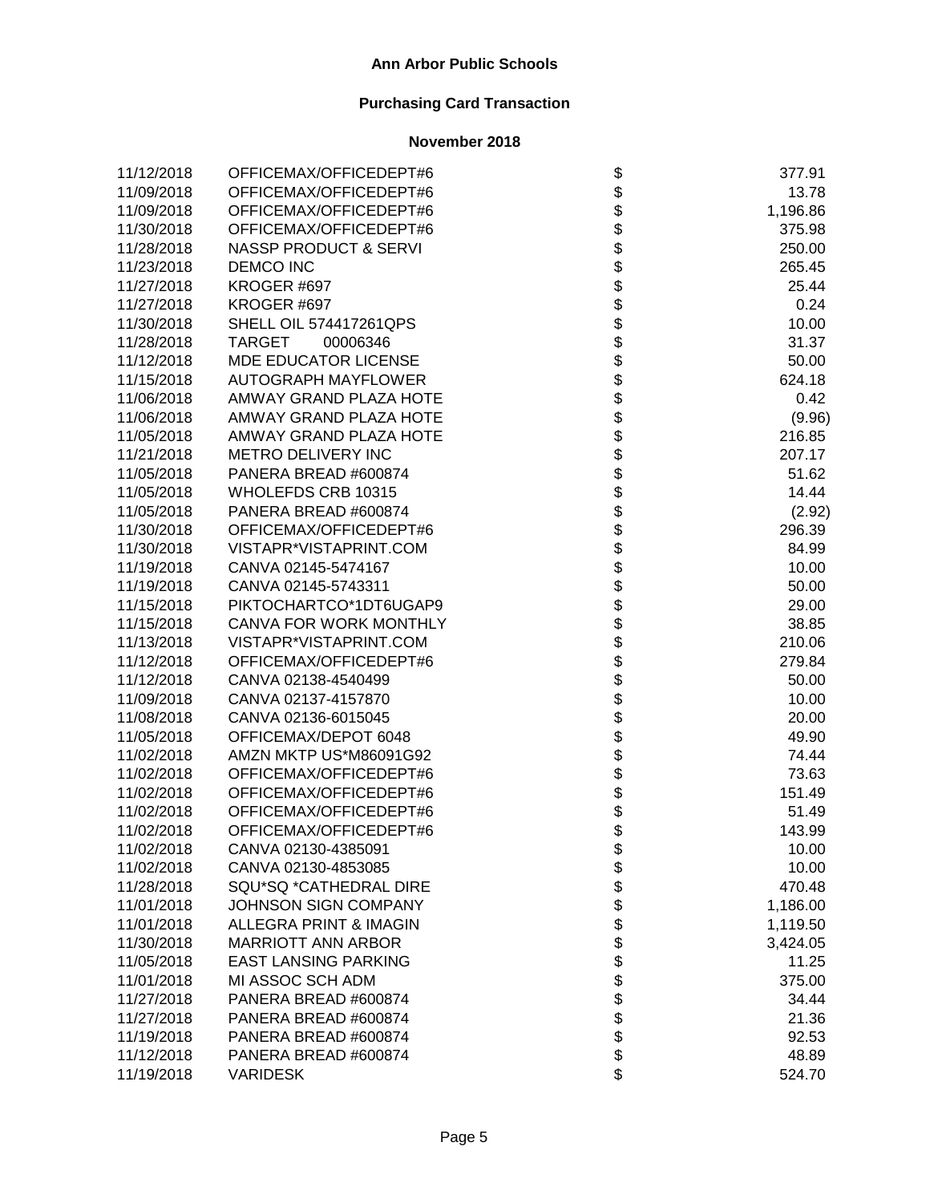**Ann Arbor Public Schools**

**Purchasing Card Transaction**

**November 2018**

| Date | Vendor | | Amount |
|---|---|---|---|
| 11/12/2018 | OFFICEMAX/OFFICEDEPT#6 | $ | 377.91 |
| 11/09/2018 | OFFICEMAX/OFFICEDEPT#6 | $ | 13.78 |
| 11/09/2018 | OFFICEMAX/OFFICEDEPT#6 | $ | 1,196.86 |
| 11/30/2018 | OFFICEMAX/OFFICEDEPT#6 | $ | 375.98 |
| 11/28/2018 | NASSP PRODUCT & SERVI | $ | 250.00 |
| 11/23/2018 | DEMCO INC | $ | 265.45 |
| 11/27/2018 | KROGER #697 | $ | 25.44 |
| 11/27/2018 | KROGER #697 | $ | 0.24 |
| 11/30/2018 | SHELL OIL 574417261QPS | $ | 10.00 |
| 11/28/2018 | TARGET 00006346 | $ | 31.37 |
| 11/12/2018 | MDE EDUCATOR LICENSE | $ | 50.00 |
| 11/15/2018 | AUTOGRAPH MAYFLOWER | $ | 624.18 |
| 11/06/2018 | AMWAY GRAND PLAZA HOTE | $ | 0.42 |
| 11/06/2018 | AMWAY GRAND PLAZA HOTE | $ | (9.96) |
| 11/05/2018 | AMWAY GRAND PLAZA HOTE | $ | 216.85 |
| 11/21/2018 | METRO DELIVERY INC | $ | 207.17 |
| 11/05/2018 | PANERA BREAD #600874 | $ | 51.62 |
| 11/05/2018 | WHOLEFDS CRB 10315 | $ | 14.44 |
| 11/05/2018 | PANERA BREAD #600874 | $ | (2.92) |
| 11/30/2018 | OFFICEMAX/OFFICEDEPT#6 | $ | 296.39 |
| 11/30/2018 | VISTAPR*VISTAPRINT.COM | $ | 84.99 |
| 11/19/2018 | CANVA 02145-5474167 | $ | 10.00 |
| 11/19/2018 | CANVA 02145-5743311 | $ | 50.00 |
| 11/15/2018 | PIKTOCHARTCO*1DT6UGAP9 | $ | 29.00 |
| 11/15/2018 | CANVA FOR WORK MONTHLY | $ | 38.85 |
| 11/13/2018 | VISTAPR*VISTAPRINT.COM | $ | 210.06 |
| 11/12/2018 | OFFICEMAX/OFFICEDEPT#6 | $ | 279.84 |
| 11/12/2018 | CANVA 02138-4540499 | $ | 50.00 |
| 11/09/2018 | CANVA 02137-4157870 | $ | 10.00 |
| 11/08/2018 | CANVA 02136-6015045 | $ | 20.00 |
| 11/05/2018 | OFFICEMAX/DEPOT 6048 | $ | 49.90 |
| 11/02/2018 | AMZN MKTP US*M86091G92 | $ | 74.44 |
| 11/02/2018 | OFFICEMAX/OFFICEDEPT#6 | $ | 73.63 |
| 11/02/2018 | OFFICEMAX/OFFICEDEPT#6 | $ | 151.49 |
| 11/02/2018 | OFFICEMAX/OFFICEDEPT#6 | $ | 51.49 |
| 11/02/2018 | OFFICEMAX/OFFICEDEPT#6 | $ | 143.99 |
| 11/02/2018 | CANVA 02130-4385091 | $ | 10.00 |
| 11/02/2018 | CANVA 02130-4853085 | $ | 10.00 |
| 11/28/2018 | SQU*SQ *CATHEDRAL DIRE | $ | 470.48 |
| 11/01/2018 | JOHNSON SIGN COMPANY | $ | 1,186.00 |
| 11/01/2018 | ALLEGRA PRINT & IMAGIN | $ | 1,119.50 |
| 11/30/2018 | MARRIOTT ANN ARBOR | $ | 3,424.05 |
| 11/05/2018 | EAST LANSING PARKING | $ | 11.25 |
| 11/01/2018 | MI ASSOC SCH ADM | $ | 375.00 |
| 11/27/2018 | PANERA BREAD #600874 | $ | 34.44 |
| 11/27/2018 | PANERA BREAD #600874 | $ | 21.36 |
| 11/19/2018 | PANERA BREAD #600874 | $ | 92.53 |
| 11/12/2018 | PANERA BREAD #600874 | $ | 48.89 |
| 11/19/2018 | VARIDESK | $ | 524.70 |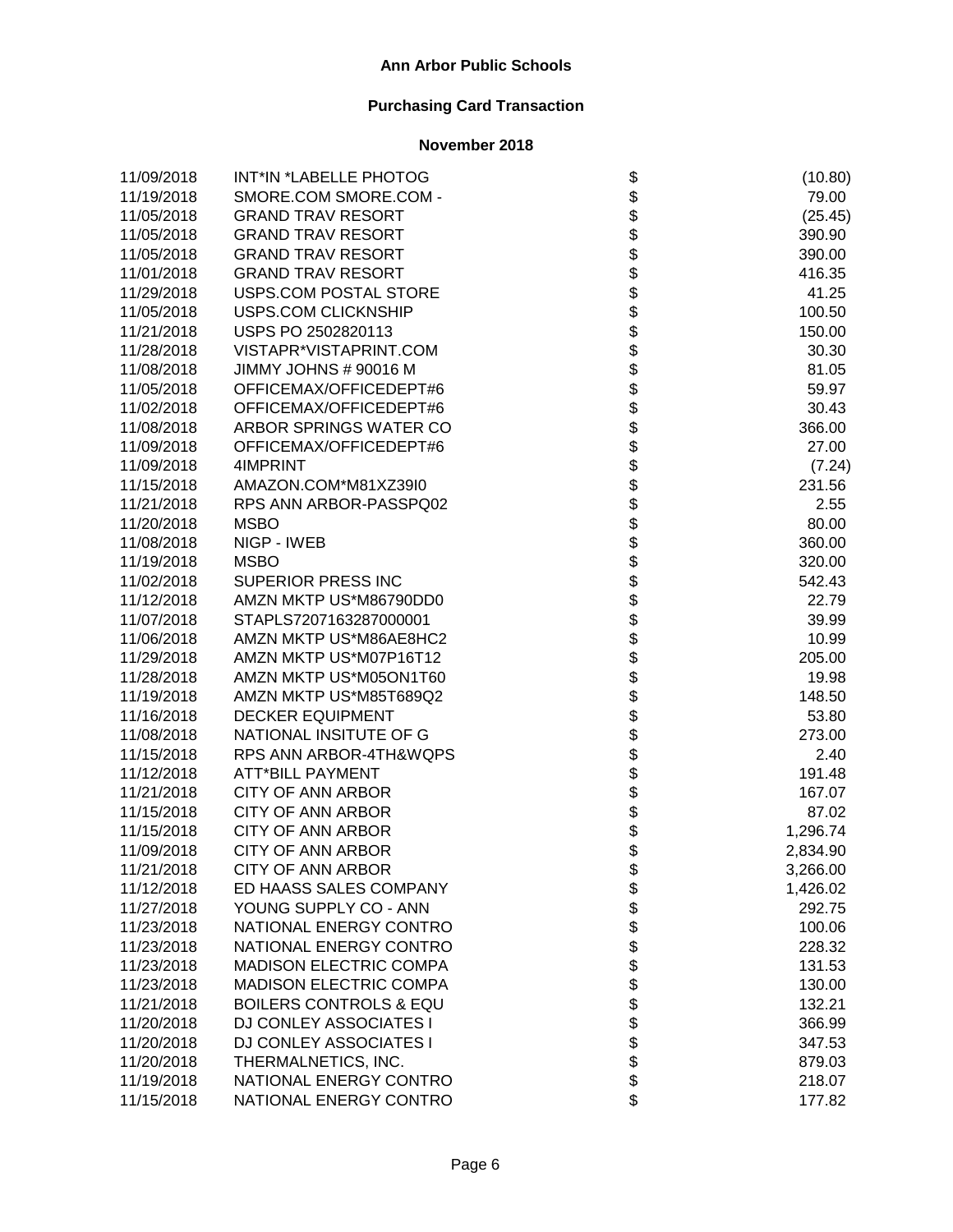**Ann Arbor Public Schools**

**Purchasing Card Transaction**

**November 2018**

| Date | Vendor | | Amount |
|---|---|---|---|
| 11/09/2018 | INT*IN *LABELLE PHOTOG | $ | (10.80) |
| 11/19/2018 | SMORE.COM SMORE.COM - | $ | 79.00 |
| 11/05/2018 | GRAND TRAV RESORT | $ | (25.45) |
| 11/05/2018 | GRAND TRAV RESORT | $ | 390.90 |
| 11/05/2018 | GRAND TRAV RESORT | $ | 390.00 |
| 11/01/2018 | GRAND TRAV RESORT | $ | 416.35 |
| 11/29/2018 | USPS.COM POSTAL STORE | $ | 41.25 |
| 11/05/2018 | USPS.COM CLICKNSHIP | $ | 100.50 |
| 11/21/2018 | USPS PO 2502820113 | $ | 150.00 |
| 11/28/2018 | VISTAPR*VISTAPRINT.COM | $ | 30.30 |
| 11/08/2018 | JIMMY JOHNS # 90016 M | $ | 81.05 |
| 11/05/2018 | OFFICEMAX/OFFICEDEPT#6 | $ | 59.97 |
| 11/02/2018 | OFFICEMAX/OFFICEDEPT#6 | $ | 30.43 |
| 11/08/2018 | ARBOR SPRINGS WATER CO | $ | 366.00 |
| 11/09/2018 | OFFICEMAX/OFFICEDEPT#6 | $ | 27.00 |
| 11/09/2018 | 4IMPRINT | $ | (7.24) |
| 11/15/2018 | AMAZON.COM*M81XZ39I0 | $ | 231.56 |
| 11/21/2018 | RPS ANN ARBOR-PASSPQ02 | $ | 2.55 |
| 11/20/2018 | MSBO | $ | 80.00 |
| 11/08/2018 | NIGP - IWEB | $ | 360.00 |
| 11/19/2018 | MSBO | $ | 320.00 |
| 11/02/2018 | SUPERIOR PRESS INC | $ | 542.43 |
| 11/12/2018 | AMZN MKTP US*M86790DD0 | $ | 22.79 |
| 11/07/2018 | STAPLS7207163287000001 | $ | 39.99 |
| 11/06/2018 | AMZN MKTP US*M86AE8HC2 | $ | 10.99 |
| 11/29/2018 | AMZN MKTP US*M07P16T12 | $ | 205.00 |
| 11/28/2018 | AMZN MKTP US*M05ON1T60 | $ | 19.98 |
| 11/19/2018 | AMZN MKTP US*M85T689Q2 | $ | 148.50 |
| 11/16/2018 | DECKER EQUIPMENT | $ | 53.80 |
| 11/08/2018 | NATIONAL INSITUTE OF G | $ | 273.00 |
| 11/15/2018 | RPS ANN ARBOR-4TH&WQPS | $ | 2.40 |
| 11/12/2018 | ATT*BILL PAYMENT | $ | 191.48 |
| 11/21/2018 | CITY OF ANN ARBOR | $ | 167.07 |
| 11/15/2018 | CITY OF ANN ARBOR | $ | 87.02 |
| 11/15/2018 | CITY OF ANN ARBOR | $ | 1,296.74 |
| 11/09/2018 | CITY OF ANN ARBOR | $ | 2,834.90 |
| 11/21/2018 | CITY OF ANN ARBOR | $ | 3,266.00 |
| 11/12/2018 | ED HAASS SALES COMPANY | $ | 1,426.02 |
| 11/27/2018 | YOUNG SUPPLY CO - ANN | $ | 292.75 |
| 11/23/2018 | NATIONAL ENERGY CONTRO | $ | 100.06 |
| 11/23/2018 | NATIONAL ENERGY CONTRO | $ | 228.32 |
| 11/23/2018 | MADISON ELECTRIC COMPA | $ | 131.53 |
| 11/23/2018 | MADISON ELECTRIC COMPA | $ | 130.00 |
| 11/21/2018 | BOILERS CONTROLS & EQU | $ | 132.21 |
| 11/20/2018 | DJ CONLEY ASSOCIATES I | $ | 366.99 |
| 11/20/2018 | DJ CONLEY ASSOCIATES I | $ | 347.53 |
| 11/20/2018 | THERMALNETICS, INC. | $ | 879.03 |
| 11/19/2018 | NATIONAL ENERGY CONTRO | $ | 218.07 |
| 11/15/2018 | NATIONAL ENERGY CONTRO | $ | 177.82 |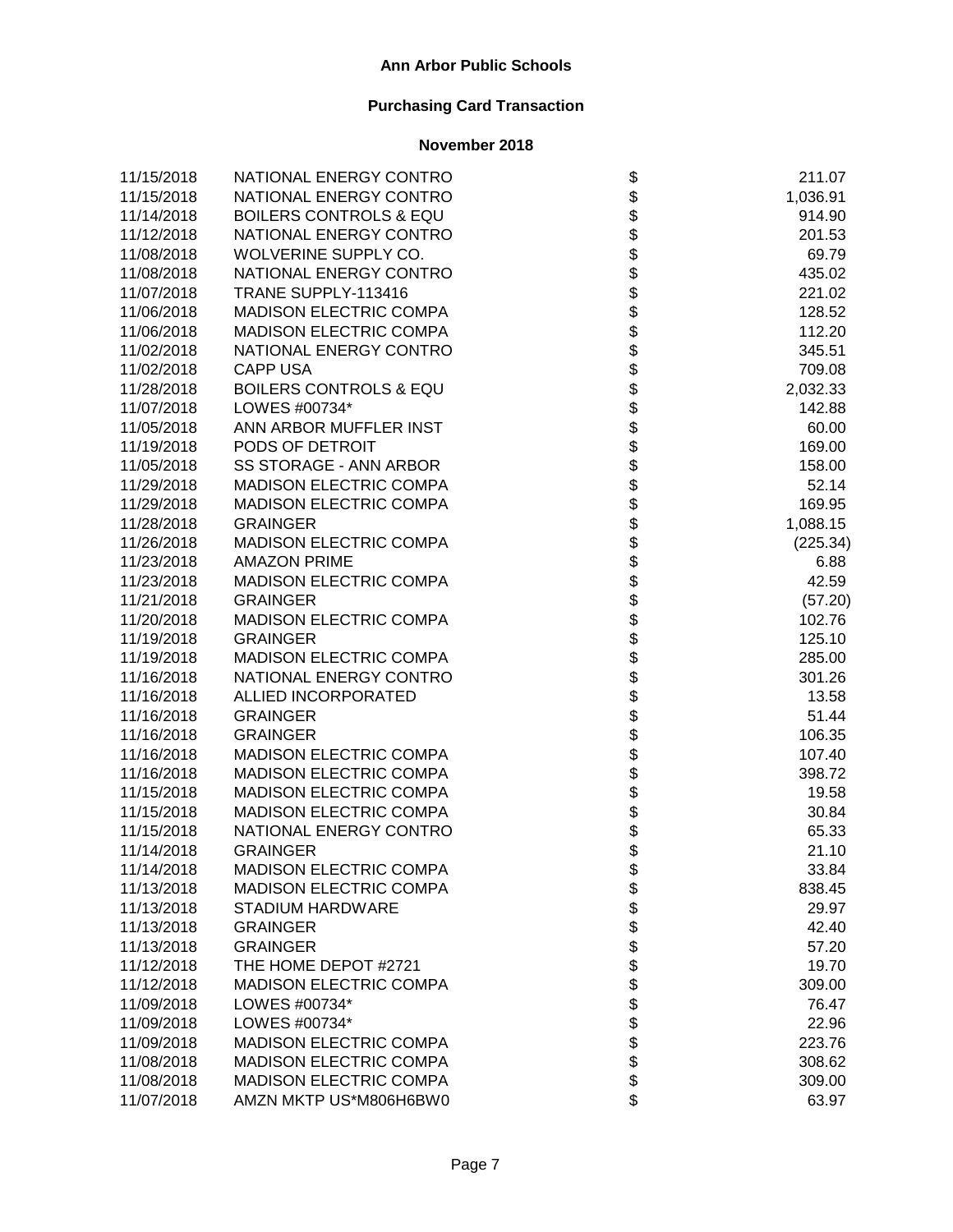**Ann Arbor Public Schools**

**Purchasing Card Transaction**

**November 2018**

| Date | Vendor | | Amount |
|---|---|---|---|
| 11/15/2018 | NATIONAL ENERGY CONTRO | $ | 211.07 |
| 11/15/2018 | NATIONAL ENERGY CONTRO | $ | 1,036.91 |
| 11/14/2018 | BOILERS CONTROLS & EQU | $ | 914.90 |
| 11/12/2018 | NATIONAL ENERGY CONTRO | $ | 201.53 |
| 11/08/2018 | WOLVERINE SUPPLY CO. | $ | 69.79 |
| 11/08/2018 | NATIONAL ENERGY CONTRO | $ | 435.02 |
| 11/07/2018 | TRANE SUPPLY-113416 | $ | 221.02 |
| 11/06/2018 | MADISON ELECTRIC COMPA | $ | 128.52 |
| 11/06/2018 | MADISON ELECTRIC COMPA | $ | 112.20 |
| 11/02/2018 | NATIONAL ENERGY CONTRO | $ | 345.51 |
| 11/02/2018 | CAPP USA | $ | 709.08 |
| 11/28/2018 | BOILERS CONTROLS & EQU | $ | 2,032.33 |
| 11/07/2018 | LOWES #00734* | $ | 142.88 |
| 11/05/2018 | ANN ARBOR MUFFLER INST | $ | 60.00 |
| 11/19/2018 | PODS OF DETROIT | $ | 169.00 |
| 11/05/2018 | SS STORAGE - ANN ARBOR | $ | 158.00 |
| 11/29/2018 | MADISON ELECTRIC COMPA | $ | 52.14 |
| 11/29/2018 | MADISON ELECTRIC COMPA | $ | 169.95 |
| 11/28/2018 | GRAINGER | $ | 1,088.15 |
| 11/26/2018 | MADISON ELECTRIC COMPA | $ | (225.34) |
| 11/23/2018 | AMAZON PRIME | $ | 6.88 |
| 11/23/2018 | MADISON ELECTRIC COMPA | $ | 42.59 |
| 11/21/2018 | GRAINGER | $ | (57.20) |
| 11/20/2018 | MADISON ELECTRIC COMPA | $ | 102.76 |
| 11/19/2018 | GRAINGER | $ | 125.10 |
| 11/19/2018 | MADISON ELECTRIC COMPA | $ | 285.00 |
| 11/16/2018 | NATIONAL ENERGY CONTRO | $ | 301.26 |
| 11/16/2018 | ALLIED INCORPORATED | $ | 13.58 |
| 11/16/2018 | GRAINGER | $ | 51.44 |
| 11/16/2018 | GRAINGER | $ | 106.35 |
| 11/16/2018 | MADISON ELECTRIC COMPA | $ | 107.40 |
| 11/16/2018 | MADISON ELECTRIC COMPA | $ | 398.72 |
| 11/15/2018 | MADISON ELECTRIC COMPA | $ | 19.58 |
| 11/15/2018 | MADISON ELECTRIC COMPA | $ | 30.84 |
| 11/15/2018 | NATIONAL ENERGY CONTRO | $ | 65.33 |
| 11/14/2018 | GRAINGER | $ | 21.10 |
| 11/14/2018 | MADISON ELECTRIC COMPA | $ | 33.84 |
| 11/13/2018 | MADISON ELECTRIC COMPA | $ | 838.45 |
| 11/13/2018 | STADIUM HARDWARE | $ | 29.97 |
| 11/13/2018 | GRAINGER | $ | 42.40 |
| 11/13/2018 | GRAINGER | $ | 57.20 |
| 11/12/2018 | THE HOME DEPOT #2721 | $ | 19.70 |
| 11/12/2018 | MADISON ELECTRIC COMPA | $ | 309.00 |
| 11/09/2018 | LOWES #00734* | $ | 76.47 |
| 11/09/2018 | LOWES #00734* | $ | 22.96 |
| 11/09/2018 | MADISON ELECTRIC COMPA | $ | 223.76 |
| 11/08/2018 | MADISON ELECTRIC COMPA | $ | 308.62 |
| 11/08/2018 | MADISON ELECTRIC COMPA | $ | 309.00 |
| 11/07/2018 | AMZN MKTP US*M806H6BW0 | $ | 63.97 |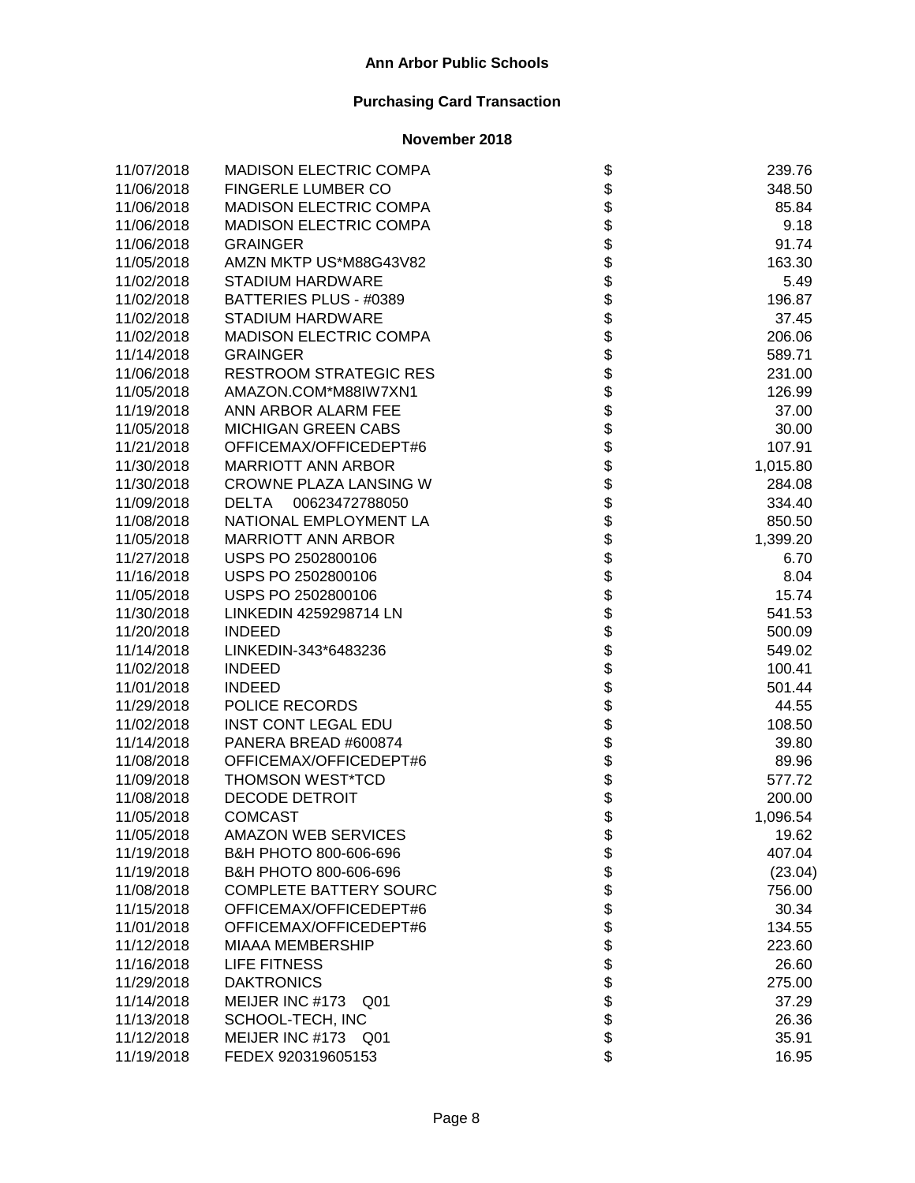**Ann Arbor Public Schools**

**Purchasing Card Transaction**

**November 2018**

| Date | Vendor | | Amount |
|---|---|---|---|
| 11/07/2018 | MADISON ELECTRIC COMPA | $ | 239.76 |
| 11/06/2018 | FINGERLE LUMBER CO | $ | 348.50 |
| 11/06/2018 | MADISON ELECTRIC COMPA | $ | 85.84 |
| 11/06/2018 | MADISON ELECTRIC COMPA | $ | 9.18 |
| 11/06/2018 | GRAINGER | $ | 91.74 |
| 11/05/2018 | AMZN MKTP US*M88G43V82 | $ | 163.30 |
| 11/02/2018 | STADIUM HARDWARE | $ | 5.49 |
| 11/02/2018 | BATTERIES PLUS - #0389 | $ | 196.87 |
| 11/02/2018 | STADIUM HARDWARE | $ | 37.45 |
| 11/02/2018 | MADISON ELECTRIC COMPA | $ | 206.06 |
| 11/14/2018 | GRAINGER | $ | 589.71 |
| 11/06/2018 | RESTROOM STRATEGIC RES | $ | 231.00 |
| 11/05/2018 | AMAZON.COM*M88IW7XN1 | $ | 126.99 |
| 11/19/2018 | ANN ARBOR ALARM FEE | $ | 37.00 |
| 11/05/2018 | MICHIGAN GREEN CABS | $ | 30.00 |
| 11/21/2018 | OFFICEMAX/OFFICEDEPT#6 | $ | 107.91 |
| 11/30/2018 | MARRIOTT ANN ARBOR | $ | 1,015.80 |
| 11/30/2018 | CROWNE PLAZA LANSING W | $ | 284.08 |
| 11/09/2018 | DELTA 00623472788050 | $ | 334.40 |
| 11/08/2018 | NATIONAL EMPLOYMENT LA | $ | 850.50 |
| 11/05/2018 | MARRIOTT ANN ARBOR | $ | 1,399.20 |
| 11/27/2018 | USPS PO 2502800106 | $ | 6.70 |
| 11/16/2018 | USPS PO 2502800106 | $ | 8.04 |
| 11/05/2018 | USPS PO 2502800106 | $ | 15.74 |
| 11/30/2018 | LINKEDIN 4259298714 LN | $ | 541.53 |
| 11/20/2018 | INDEED | $ | 500.09 |
| 11/14/2018 | LINKEDIN-343*6483236 | $ | 549.02 |
| 11/02/2018 | INDEED | $ | 100.41 |
| 11/01/2018 | INDEED | $ | 501.44 |
| 11/29/2018 | POLICE RECORDS | $ | 44.55 |
| 11/02/2018 | INST CONT LEGAL EDU | $ | 108.50 |
| 11/14/2018 | PANERA BREAD #600874 | $ | 39.80 |
| 11/08/2018 | OFFICEMAX/OFFICEDEPT#6 | $ | 89.96 |
| 11/09/2018 | THOMSON WEST*TCD | $ | 577.72 |
| 11/08/2018 | DECODE DETROIT | $ | 200.00 |
| 11/05/2018 | COMCAST | $ | 1,096.54 |
| 11/05/2018 | AMAZON WEB SERVICES | $ | 19.62 |
| 11/19/2018 | B&H PHOTO 800-606-696 | $ | 407.04 |
| 11/19/2018 | B&H PHOTO 800-606-696 | $ | (23.04) |
| 11/08/2018 | COMPLETE BATTERY SOURC | $ | 756.00 |
| 11/15/2018 | OFFICEMAX/OFFICEDEPT#6 | $ | 30.34 |
| 11/01/2018 | OFFICEMAX/OFFICEDEPT#6 | $ | 134.55 |
| 11/12/2018 | MIAAA MEMBERSHIP | $ | 223.60 |
| 11/16/2018 | LIFE FITNESS | $ | 26.60 |
| 11/29/2018 | DAKTRONICS | $ | 275.00 |
| 11/14/2018 | MEIJER INC #173 Q01 | $ | 37.29 |
| 11/13/2018 | SCHOOL-TECH, INC | $ | 26.36 |
| 11/12/2018 | MEIJER INC #173 Q01 | $ | 35.91 |
| 11/19/2018 | FEDEX 920319605153 | $ | 16.95 |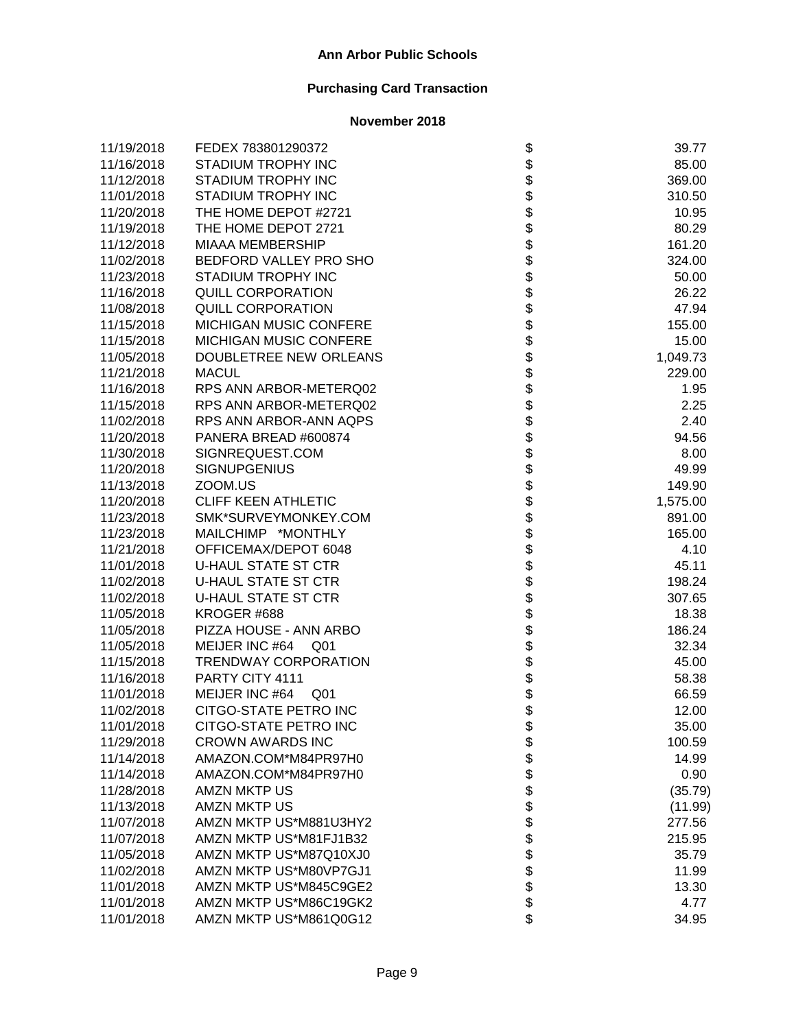# Ann Arbor Public Schools

## Purchasing Card Transaction

### November 2018

| Date | Vendor | | Amount |
|---|---|---|---|
| 11/19/2018 | FEDEX 783801290372 | $ | 39.77 |
| 11/16/2018 | STADIUM TROPHY INC | $ | 85.00 |
| 11/12/2018 | STADIUM TROPHY INC | $ | 369.00 |
| 11/01/2018 | STADIUM TROPHY INC | $ | 310.50 |
| 11/20/2018 | THE HOME DEPOT #2721 | $ | 10.95 |
| 11/19/2018 | THE HOME DEPOT 2721 | $ | 80.29 |
| 11/12/2018 | MIAAA MEMBERSHIP | $ | 161.20 |
| 11/02/2018 | BEDFORD VALLEY PRO SHO | $ | 324.00 |
| 11/23/2018 | STADIUM TROPHY INC | $ | 50.00 |
| 11/16/2018 | QUILL CORPORATION | $ | 26.22 |
| 11/08/2018 | QUILL CORPORATION | $ | 47.94 |
| 11/15/2018 | MICHIGAN MUSIC CONFERE | $ | 155.00 |
| 11/15/2018 | MICHIGAN MUSIC CONFERE | $ | 15.00 |
| 11/05/2018 | DOUBLETREE NEW ORLEANS | $ | 1,049.73 |
| 11/21/2018 | MACUL | $ | 229.00 |
| 11/16/2018 | RPS ANN ARBOR-METERQ02 | $ | 1.95 |
| 11/15/2018 | RPS ANN ARBOR-METERQ02 | $ | 2.25 |
| 11/02/2018 | RPS ANN ARBOR-ANN AQPS | $ | 2.40 |
| 11/20/2018 | PANERA BREAD #600874 | $ | 94.56 |
| 11/30/2018 | SIGNREQUEST.COM | $ | 8.00 |
| 11/20/2018 | SIGNUPGENIUS | $ | 49.99 |
| 11/13/2018 | ZOOM.US | $ | 149.90 |
| 11/20/2018 | CLIFF KEEN ATHLETIC | $ | 1,575.00 |
| 11/23/2018 | SMK*SURVEYMONKEY.COM | $ | 891.00 |
| 11/23/2018 | MAILCHIMP *MONTHLY | $ | 165.00 |
| 11/21/2018 | OFFICEMAX/DEPOT 6048 | $ | 4.10 |
| 11/01/2018 | U-HAUL STATE ST CTR | $ | 45.11 |
| 11/02/2018 | U-HAUL STATE ST CTR | $ | 198.24 |
| 11/02/2018 | U-HAUL STATE ST CTR | $ | 307.65 |
| 11/05/2018 | KROGER #688 | $ | 18.38 |
| 11/05/2018 | PIZZA HOUSE - ANN ARBO | $ | 186.24 |
| 11/05/2018 | MEIJER INC #64 Q01 | $ | 32.34 |
| 11/15/2018 | TRENDWAY CORPORATION | $ | 45.00 |
| 11/16/2018 | PARTY CITY 4111 | $ | 58.38 |
| 11/01/2018 | MEIJER INC #64 Q01 | $ | 66.59 |
| 11/02/2018 | CITGO-STATE PETRO INC | $ | 12.00 |
| 11/01/2018 | CITGO-STATE PETRO INC | $ | 35.00 |
| 11/29/2018 | CROWN AWARDS INC | $ | 100.59 |
| 11/14/2018 | AMAZON.COM*M84PR97H0 | $ | 14.99 |
| 11/14/2018 | AMAZON.COM*M84PR97H0 | $ | 0.90 |
| 11/28/2018 | AMZN MKTP US | $ | (35.79) |
| 11/13/2018 | AMZN MKTP US | $ | (11.99) |
| 11/07/2018 | AMZN MKTP US*M881U3HY2 | $ | 277.56 |
| 11/07/2018 | AMZN MKTP US*M81FJ1B32 | $ | 215.95 |
| 11/05/2018 | AMZN MKTP US*M87Q10XJ0 | $ | 35.79 |
| 11/02/2018 | AMZN MKTP US*M80VP7GJ1 | $ | 11.99 |
| 11/01/2018 | AMZN MKTP US*M845C9GE2 | $ | 13.30 |
| 11/01/2018 | AMZN MKTP US*M86C19GK2 | $ | 4.77 |
| 11/01/2018 | AMZN MKTP US*M861Q0G12 | $ | 34.95 |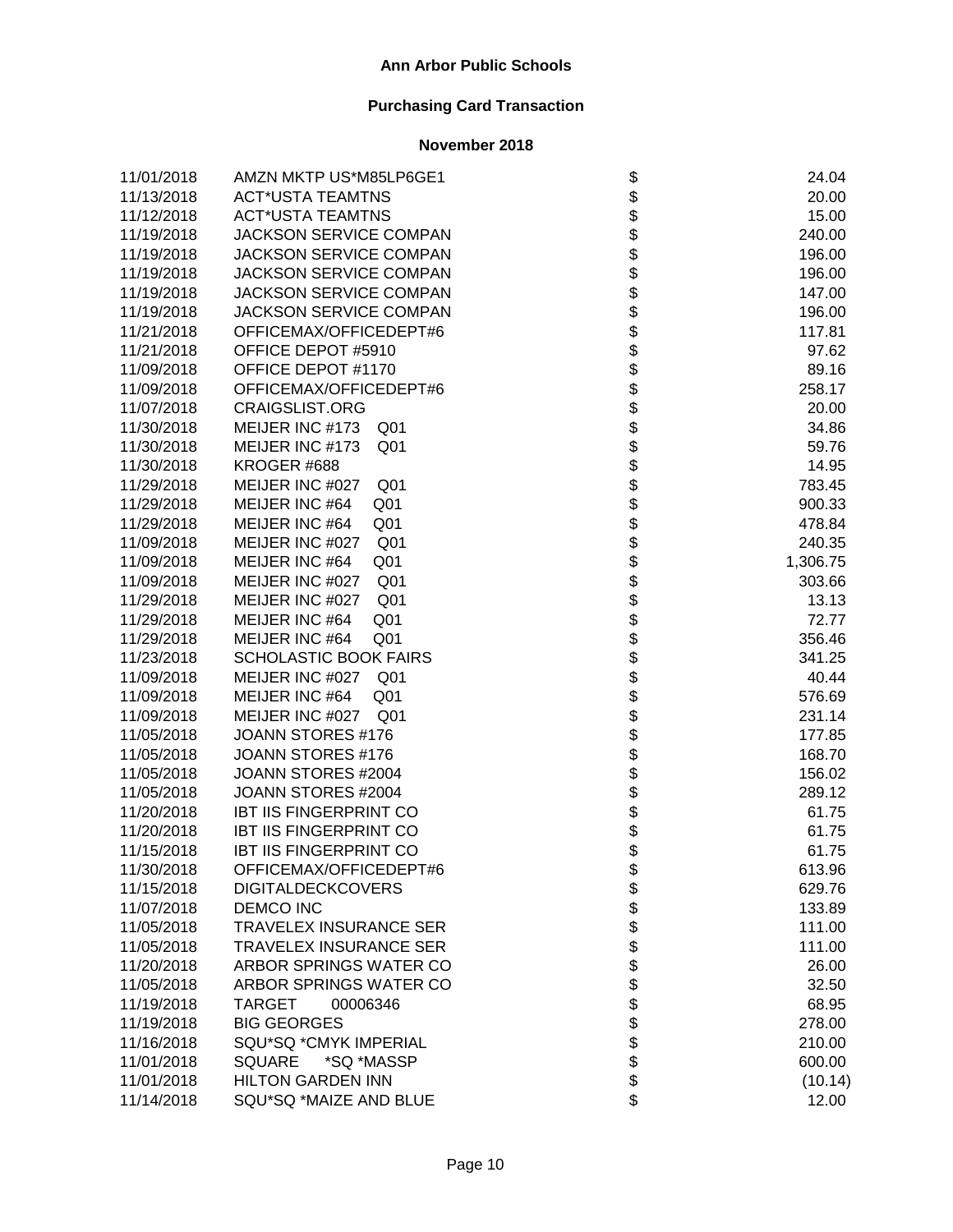# Ann Arbor Public Schools

## Purchasing Card Transaction

### November 2018

| Date | Vendor | | Amount |
|---|---|---|---|
| 11/01/2018 | AMZN MKTP US*M85LP6GE1 | $ | 24.04 |
| 11/13/2018 | ACT*USTA TEAMTNS | $ | 20.00 |
| 11/12/2018 | ACT*USTA TEAMTNS | $ | 15.00 |
| 11/19/2018 | JACKSON SERVICE COMPAN | $ | 240.00 |
| 11/19/2018 | JACKSON SERVICE COMPAN | $ | 196.00 |
| 11/19/2018 | JACKSON SERVICE COMPAN | $ | 196.00 |
| 11/19/2018 | JACKSON SERVICE COMPAN | $ | 147.00 |
| 11/19/2018 | JACKSON SERVICE COMPAN | $ | 196.00 |
| 11/21/2018 | OFFICEMAX/OFFICEDEPT#6 | $ | 117.81 |
| 11/21/2018 | OFFICE DEPOT #5910 | $ | 97.62 |
| 11/09/2018 | OFFICE DEPOT #1170 | $ | 89.16 |
| 11/09/2018 | OFFICEMAX/OFFICEDEPT#6 | $ | 258.17 |
| 11/07/2018 | CRAIGSLIST.ORG | $ | 20.00 |
| 11/30/2018 | MEIJER INC #173 Q01 | $ | 34.86 |
| 11/30/2018 | MEIJER INC #173 Q01 | $ | 59.76 |
| 11/30/2018 | KROGER #688 | $ | 14.95 |
| 11/29/2018 | MEIJER INC #027 Q01 | $ | 783.45 |
| 11/29/2018 | MEIJER INC #64 Q01 | $ | 900.33 |
| 11/29/2018 | MEIJER INC #64 Q01 | $ | 478.84 |
| 11/09/2018 | MEIJER INC #027 Q01 | $ | 240.35 |
| 11/09/2018 | MEIJER INC #64 Q01 | $ | 1,306.75 |
| 11/09/2018 | MEIJER INC #027 Q01 | $ | 303.66 |
| 11/29/2018 | MEIJER INC #027 Q01 | $ | 13.13 |
| 11/29/2018 | MEIJER INC #64 Q01 | $ | 72.77 |
| 11/29/2018 | MEIJER INC #64 Q01 | $ | 356.46 |
| 11/23/2018 | SCHOLASTIC BOOK FAIRS | $ | 341.25 |
| 11/09/2018 | MEIJER INC #027 Q01 | $ | 40.44 |
| 11/09/2018 | MEIJER INC #64 Q01 | $ | 576.69 |
| 11/09/2018 | MEIJER INC #027 Q01 | $ | 231.14 |
| 11/05/2018 | JOANN STORES #176 | $ | 177.85 |
| 11/05/2018 | JOANN STORES #176 | $ | 168.70 |
| 11/05/2018 | JOANN STORES #2004 | $ | 156.02 |
| 11/05/2018 | JOANN STORES #2004 | $ | 289.12 |
| 11/20/2018 | IBT IIS FINGERPRINT CO | $ | 61.75 |
| 11/20/2018 | IBT IIS FINGERPRINT CO | $ | 61.75 |
| 11/15/2018 | IBT IIS FINGERPRINT CO | $ | 61.75 |
| 11/30/2018 | OFFICEMAX/OFFICEDEPT#6 | $ | 613.96 |
| 11/15/2018 | DIGITALDECKCOVERS | $ | 629.76 |
| 11/07/2018 | DEMCO INC | $ | 133.89 |
| 11/05/2018 | TRAVELEX INSURANCE SER | $ | 111.00 |
| 11/05/2018 | TRAVELEX INSURANCE SER | $ | 111.00 |
| 11/20/2018 | ARBOR SPRINGS WATER CO | $ | 26.00 |
| 11/05/2018 | ARBOR SPRINGS WATER CO | $ | 32.50 |
| 11/19/2018 | TARGET 00006346 | $ | 68.95 |
| 11/19/2018 | BIG GEORGES | $ | 278.00 |
| 11/16/2018 | SQU*SQ *CMYK IMPERIAL | $ | 210.00 |
| 11/01/2018 | SQUARE *SQ *MASSP | $ | 600.00 |
| 11/01/2018 | HILTON GARDEN INN | $ | (10.14) |
| 11/14/2018 | SQU*SQ *MAIZE AND BLUE | $ | 12.00 |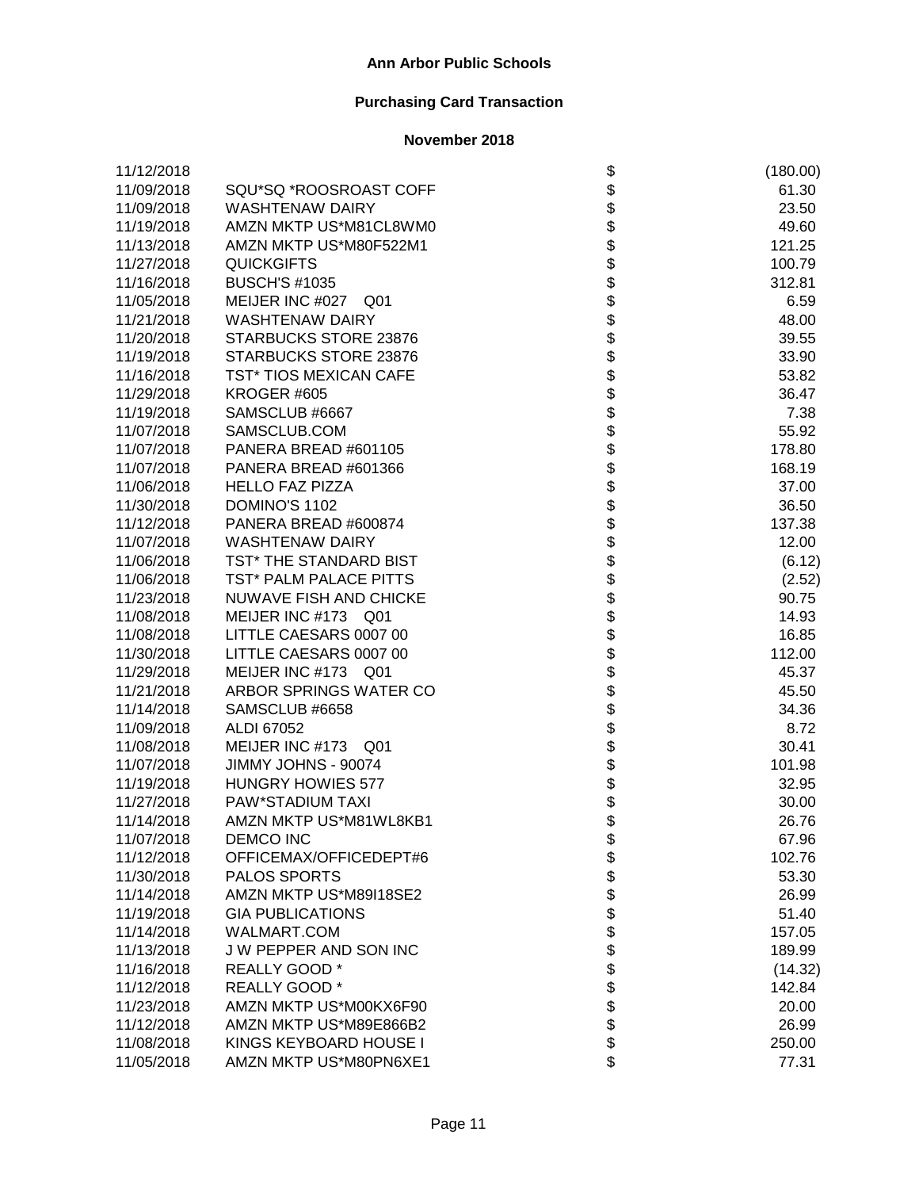# Ann Arbor Public Schools

## Purchasing Card Transaction

### November 2018

| Date | Vendor | | Amount |
|---|---|---|---|
| 11/12/2018 | | $ | (180.00) |
| 11/09/2018 | SQU*SQ *ROOSROAST COFF | $ | 61.30 |
| 11/09/2018 | WASHTENAW DAIRY | $ | 23.50 |
| 11/19/2018 | AMZN MKTP US*M81CL8WM0 | $ | 49.60 |
| 11/13/2018 | AMZN MKTP US*M80F522M1 | $ | 121.25 |
| 11/27/2018 | QUICKGIFTS | $ | 100.79 |
| 11/16/2018 | BUSCH'S #1035 | $ | 312.81 |
| 11/05/2018 | MEIJER INC #027 Q01 | $ | 6.59 |
| 11/21/2018 | WASHTENAW DAIRY | $ | 48.00 |
| 11/20/2018 | STARBUCKS STORE 23876 | $ | 39.55 |
| 11/19/2018 | STARBUCKS STORE 23876 | $ | 33.90 |
| 11/16/2018 | TST* TIOS MEXICAN CAFE | $ | 53.82 |
| 11/29/2018 | KROGER #605 | $ | 36.47 |
| 11/19/2018 | SAMSCLUB #6667 | $ | 7.38 |
| 11/07/2018 | SAMSCLUB.COM | $ | 55.92 |
| 11/07/2018 | PANERA BREAD #601105 | $ | 178.80 |
| 11/07/2018 | PANERA BREAD #601366 | $ | 168.19 |
| 11/06/2018 | HELLO FAZ PIZZA | $ | 37.00 |
| 11/30/2018 | DOMINO'S 1102 | $ | 36.50 |
| 11/12/2018 | PANERA BREAD #600874 | $ | 137.38 |
| 11/07/2018 | WASHTENAW DAIRY | $ | 12.00 |
| 11/06/2018 | TST* THE STANDARD BIST | $ | (6.12) |
| 11/06/2018 | TST* PALM PALACE PITTS | $ | (2.52) |
| 11/23/2018 | NUWAVE FISH AND CHICKE | $ | 90.75 |
| 11/08/2018 | MEIJER INC #173 Q01 | $ | 14.93 |
| 11/08/2018 | LITTLE CAESARS 0007 00 | $ | 16.85 |
| 11/30/2018 | LITTLE CAESARS 0007 00 | $ | 112.00 |
| 11/29/2018 | MEIJER INC #173 Q01 | $ | 45.37 |
| 11/21/2018 | ARBOR SPRINGS WATER CO | $ | 45.50 |
| 11/14/2018 | SAMSCLUB #6658 | $ | 34.36 |
| 11/09/2018 | ALDI 67052 | $ | 8.72 |
| 11/08/2018 | MEIJER INC #173 Q01 | $ | 30.41 |
| 11/07/2018 | JIMMY JOHNS - 90074 | $ | 101.98 |
| 11/19/2018 | HUNGRY HOWIES 577 | $ | 32.95 |
| 11/27/2018 | PAW*STADIUM TAXI | $ | 30.00 |
| 11/14/2018 | AMZN MKTP US*M81WL8KB1 | $ | 26.76 |
| 11/07/2018 | DEMCO INC | $ | 67.96 |
| 11/12/2018 | OFFICEMAX/OFFICEDEPT#6 | $ | 102.76 |
| 11/30/2018 | PALOS SPORTS | $ | 53.30 |
| 11/14/2018 | AMZN MKTP US*M89I18SE2 | $ | 26.99 |
| 11/19/2018 | GIA PUBLICATIONS | $ | 51.40 |
| 11/14/2018 | WALMART.COM | $ | 157.05 |
| 11/13/2018 | J W PEPPER AND SON INC | $ | 189.99 |
| 11/16/2018 | REALLY GOOD * | $ | (14.32) |
| 11/12/2018 | REALLY GOOD * | $ | 142.84 |
| 11/23/2018 | AMZN MKTP US*M00KX6F90 | $ | 20.00 |
| 11/12/2018 | AMZN MKTP US*M89E866B2 | $ | 26.99 |
| 11/08/2018 | KINGS KEYBOARD HOUSE I | $ | 250.00 |
| 11/05/2018 | AMZN MKTP US*M80PN6XE1 | $ | 77.31 |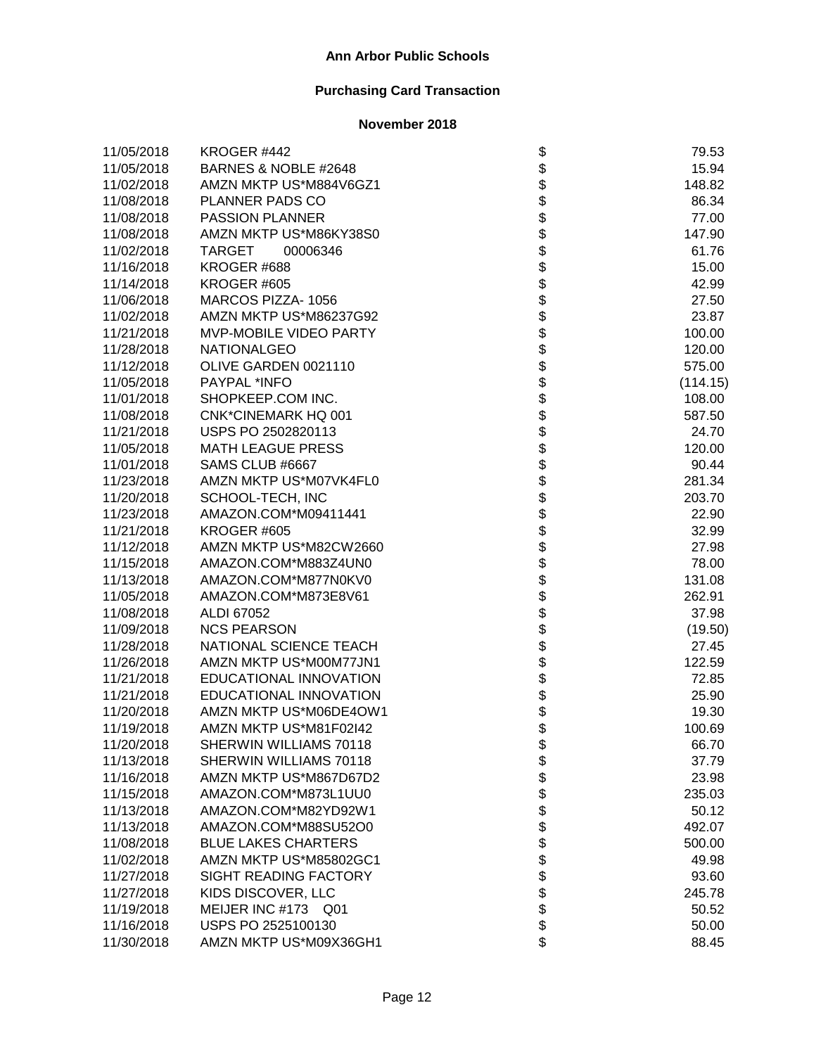# Ann Arbor Public Schools

## Purchasing Card Transaction

### November 2018

| Date | Vendor | | Amount |
|---|---|---|---|
| 11/05/2018 | KROGER #442 | $ | 79.53 |
| 11/05/2018 | BARNES & NOBLE #2648 | $ | 15.94 |
| 11/02/2018 | AMZN MKTP US*M884V6GZ1 | $ | 148.82 |
| 11/08/2018 | PLANNER PADS CO | $ | 86.34 |
| 11/08/2018 | PASSION PLANNER | $ | 77.00 |
| 11/08/2018 | AMZN MKTP US*M86KY38S0 | $ | 147.90 |
| 11/02/2018 | TARGET 00006346 | $ | 61.76 |
| 11/16/2018 | KROGER #688 | $ | 15.00 |
| 11/14/2018 | KROGER #605 | $ | 42.99 |
| 11/06/2018 | MARCOS PIZZA- 1056 | $ | 27.50 |
| 11/02/2018 | AMZN MKTP US*M86237G92 | $ | 23.87 |
| 11/21/2018 | MVP-MOBILE VIDEO PARTY | $ | 100.00 |
| 11/28/2018 | NATIONALGEO | $ | 120.00 |
| 11/12/2018 | OLIVE GARDEN 0021110 | $ | 575.00 |
| 11/05/2018 | PAYPAL *INFO | $ | (114.15) |
| 11/01/2018 | SHOPKEEP.COM INC. | $ | 108.00 |
| 11/08/2018 | CNK*CINEMARK HQ 001 | $ | 587.50 |
| 11/21/2018 | USPS PO 2502820113 | $ | 24.70 |
| 11/05/2018 | MATH LEAGUE PRESS | $ | 120.00 |
| 11/01/2018 | SAMS CLUB #6667 | $ | 90.44 |
| 11/23/2018 | AMZN MKTP US*M07VK4FL0 | $ | 281.34 |
| 11/20/2018 | SCHOOL-TECH, INC | $ | 203.70 |
| 11/23/2018 | AMAZON.COM*M09411441 | $ | 22.90 |
| 11/21/2018 | KROGER #605 | $ | 32.99 |
| 11/12/2018 | AMZN MKTP US*M82CW2660 | $ | 27.98 |
| 11/15/2018 | AMAZON.COM*M883Z4UN0 | $ | 78.00 |
| 11/13/2018 | AMAZON.COM*M877N0KV0 | $ | 131.08 |
| 11/05/2018 | AMAZON.COM*M873E8V61 | $ | 262.91 |
| 11/08/2018 | ALDI 67052 | $ | 37.98 |
| 11/09/2018 | NCS PEARSON | $ | (19.50) |
| 11/28/2018 | NATIONAL SCIENCE TEACH | $ | 27.45 |
| 11/26/2018 | AMZN MKTP US*M00M77JN1 | $ | 122.59 |
| 11/21/2018 | EDUCATIONAL INNOVATION | $ | 72.85 |
| 11/21/2018 | EDUCATIONAL INNOVATION | $ | 25.90 |
| 11/20/2018 | AMZN MKTP US*M06DE4OW1 | $ | 19.30 |
| 11/19/2018 | AMZN MKTP US*M81F02I42 | $ | 100.69 |
| 11/20/2018 | SHERWIN WILLIAMS 70118 | $ | 66.70 |
| 11/13/2018 | SHERWIN WILLIAMS 70118 | $ | 37.79 |
| 11/16/2018 | AMZN MKTP US*M867D67D2 | $ | 23.98 |
| 11/15/2018 | AMAZON.COM*M873L1UU0 | $ | 235.03 |
| 11/13/2018 | AMAZON.COM*M82YD92W1 | $ | 50.12 |
| 11/13/2018 | AMAZON.COM*M88SU52O0 | $ | 492.07 |
| 11/08/2018 | BLUE LAKES CHARTERS | $ | 500.00 |
| 11/02/2018 | AMZN MKTP US*M85802GC1 | $ | 49.98 |
| 11/27/2018 | SIGHT READING FACTORY | $ | 93.60 |
| 11/27/2018 | KIDS DISCOVER, LLC | $ | 245.78 |
| 11/19/2018 | MEIJER INC #173 Q01 | $ | 50.52 |
| 11/16/2018 | USPS PO 2525100130 | $ | 50.00 |
| 11/30/2018 | AMZN MKTP US*M09X36GH1 | $ | 88.45 |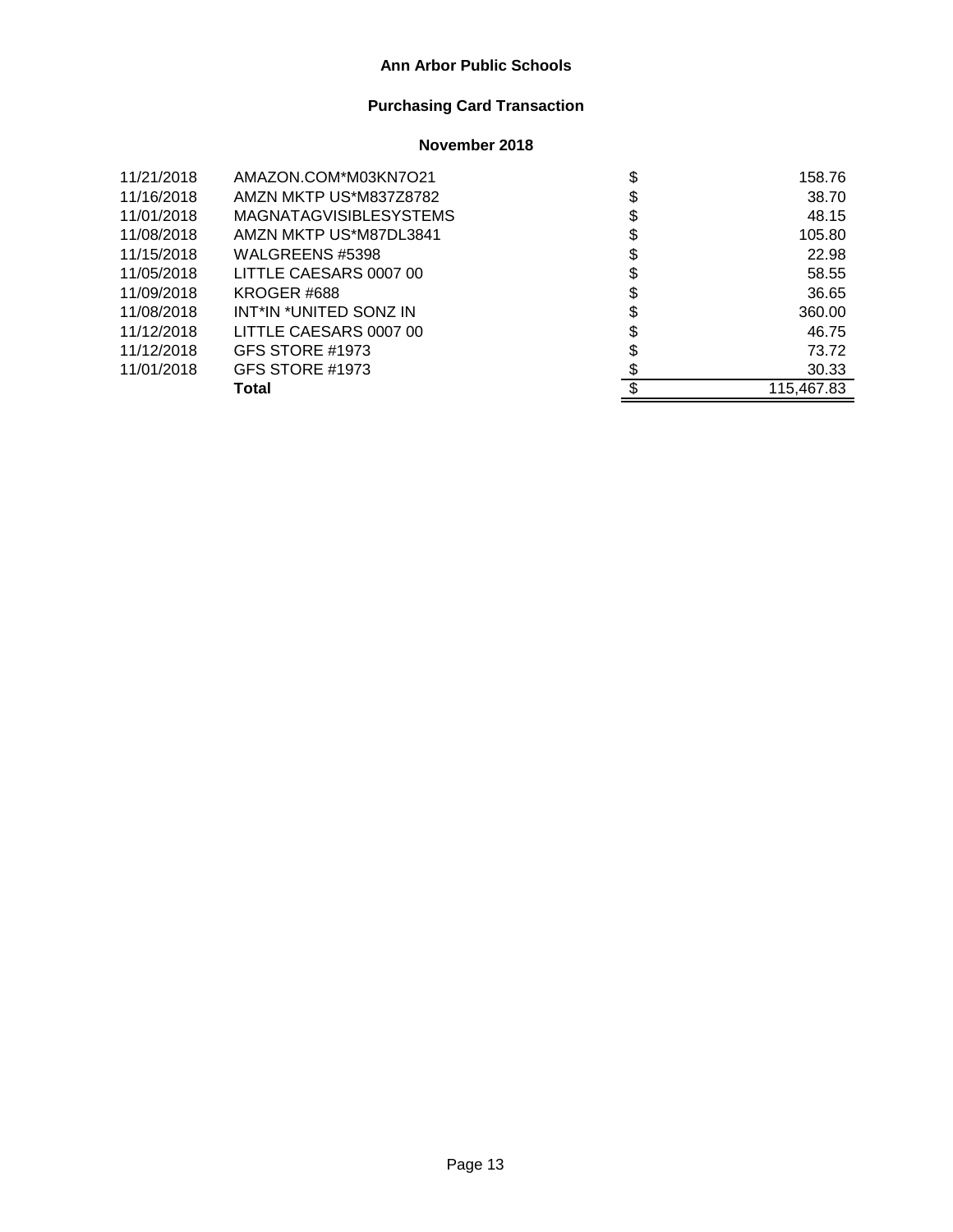**Ann Arbor Public Schools**

**Purchasing Card Transaction**

**November 2018**

| | | | |
|---|---|---|---|
| 11/21/2018 | AMAZON.COM*M03KN7O21 | $ | 158.76 |
| 11/16/2018 | AMZN MKTP US*M837Z8782 | $ | 38.70 |
| 11/01/2018 | MAGNATAGVISIBLESYSTEMS | $ | 48.15 |
| 11/08/2018 | AMZN MKTP US*M87DL3841 | $ | 105.80 |
| 11/15/2018 | WALGREENS #5398 | $ | 22.98 |
| 11/05/2018 | LITTLE CAESARS 0007 00 | $ | 58.55 |
| 11/09/2018 | KROGER #688 | $ | 36.65 |
| 11/08/2018 | INT*IN *UNITED SONZ IN | $ | 360.00 |
| 11/12/2018 | LITTLE CAESARS 0007 00 | $ | 46.75 |
| 11/12/2018 | GFS STORE #1973 | $ | 73.72 |
| 11/01/2018 | GFS STORE #1973 | $ | 30.33 |
| | **Total** | $ | 115,467.83 |